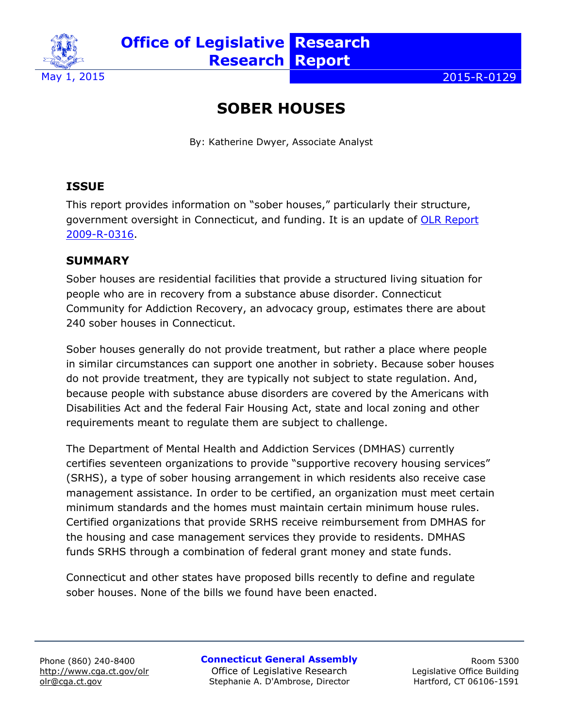Office of Legislative Research

Research Report

May 1, 2015

2015-R-0129

# SOBER HOUSES

By: Katherine Dwyer, Associate Analyst

## ISSUE

This report provides information on "sober houses," particularly their structure, government oversight in Connecticut, and funding. It is an update of OLR Report 2009-R-0316.

## SUMMARY

Sober houses are residential facilities that provide a structured living situation for people who are in recovery from a substance abuse disorder. Connecticut Community for Addiction Recovery, an advocacy group, estimates there are about 240 sober houses in Connecticut.

Sober houses generally do not provide treatment, but rather a place where people in similar circumstances can support one another in sobriety. Because sober houses do not provide treatment, they are typically not subject to state regulation. And, because people with substance abuse disorders are covered by the Americans with Disabilities Act and the federal Fair Housing Act, state and local zoning and other requirements meant to regulate them are subject to challenge.

The Department of Mental Health and Addiction Services (DMHAS) currently certifies seventeen organizations to provide "supportive recovery housing services" (SRHS), a type of sober housing arrangement in which residents also receive case management assistance. In order to be certified, an organization must meet certain minimum standards and the homes must maintain certain minimum house rules. Certified organizations that provide SRHS receive reimbursement from DMHAS for the housing and case management services they provide to residents. DMHAS funds SRHS through a combination of federal grant money and state funds.

Connecticut and other states have proposed bills recently to define and regulate sober houses. None of the bills we found have been enacted.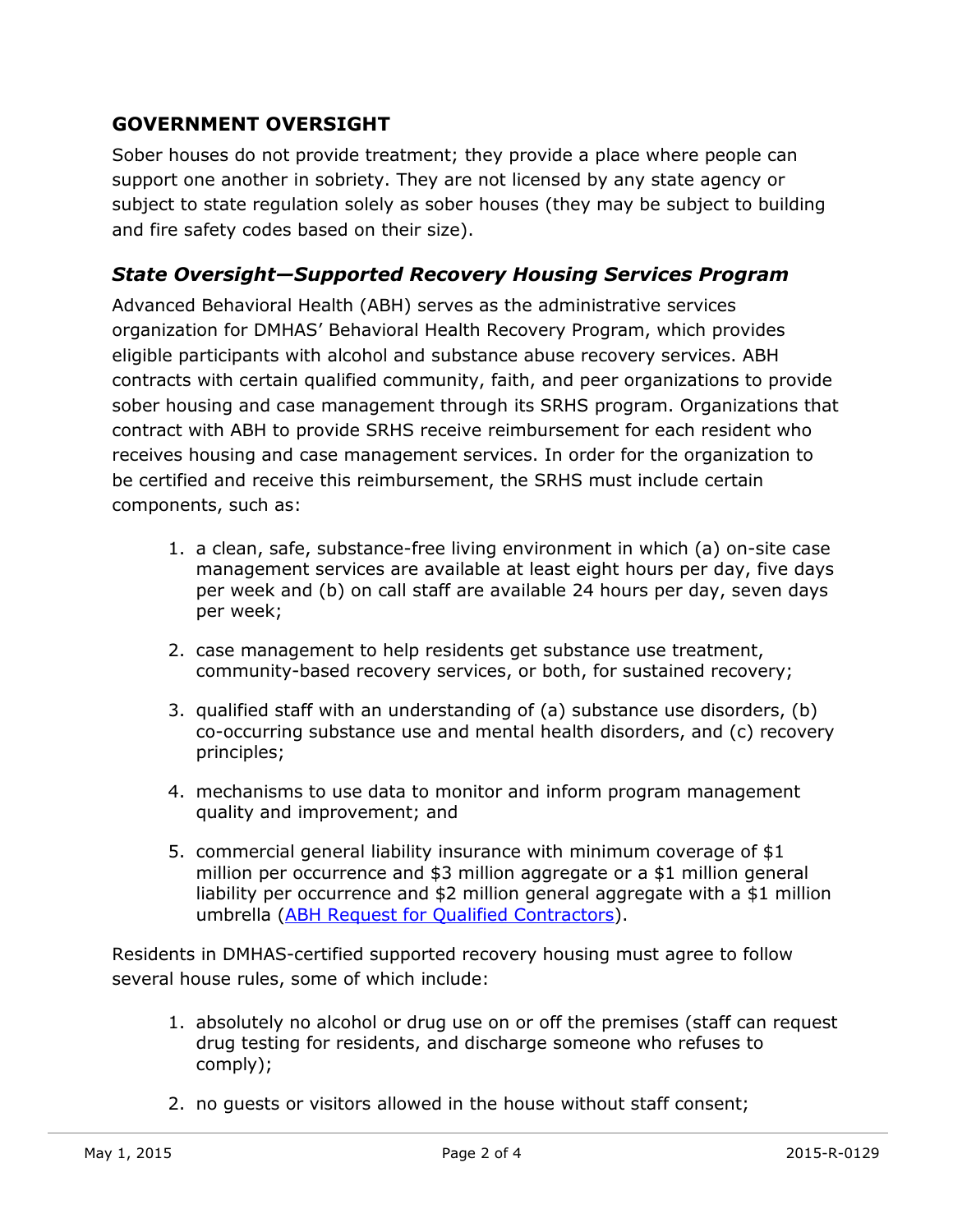## GOVERNMENT OVERSIGHT

Sober houses do not provide treatment; they provide a place where people can support one another in sobriety. They are not licensed by any state agency or subject to state regulation solely as sober houses (they may be subject to building and fire safety codes based on their size).

### *State Oversight—Supported Recovery Housing Services Program*

Advanced Behavioral Health (ABH) serves as the administrative services organization for DMHAS' Behavioral Health Recovery Program, which provides eligible participants with alcohol and substance abuse recovery services. ABH contracts with certain qualified community, faith, and peer organizations to provide sober housing and case management through its SRHS program. Organizations that contract with ABH to provide SRHS receive reimbursement for each resident who receives housing and case management services. In order for the organization to be certified and receive this reimbursement, the SRHS must include certain components, such as:

1. a clean, safe, substance-free living environment in which (a) on-site case management services are available at least eight hours per day, five days per week and (b) on call staff are available 24 hours per day, seven days per week;

2. case management to help residents get substance use treatment, community-based recovery services, or both, for sustained recovery;

3. qualified staff with an understanding of (a) substance use disorders, (b) co-occurring substance use and mental health disorders, and (c) recovery principles;

4. mechanisms to use data to monitor and inform program management quality and improvement; and

5. commercial general liability insurance with minimum coverage of $1 million per occurrence and $3 million aggregate or a $1 million general liability per occurrence and $2 million general aggregate with a $1 million umbrella (ABH Request for Qualified Contractors).

Residents in DMHAS-certified supported recovery housing must agree to follow several house rules, some of which include:

1. absolutely no alcohol or drug use on or off the premises (staff can request drug testing for residents, and discharge someone who refuses to comply);

2. no guests or visitors allowed in the house without staff consent;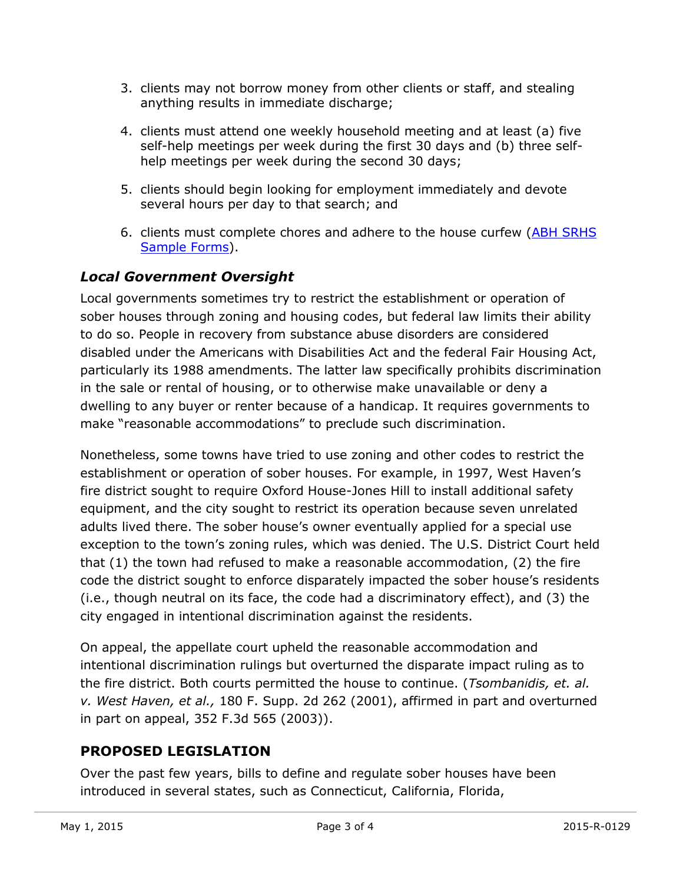3. clients may not borrow money from other clients or staff, and stealing anything results in immediate discharge;

4. clients must attend one weekly household meeting and at least (a) five self-help meetings per week during the first 30 days and (b) three self-help meetings per week during the second 30 days;

5. clients should begin looking for employment immediately and devote several hours per day to that search; and

6. clients must complete chores and adhere to the house curfew (ABH SRHS Sample Forms).

### *Local Government Oversight*

Local governments sometimes try to restrict the establishment or operation of sober houses through zoning and housing codes, but federal law limits their ability to do so. People in recovery from substance abuse disorders are considered disabled under the Americans with Disabilities Act and the federal Fair Housing Act, particularly its 1988 amendments. The latter law specifically prohibits discrimination in the sale or rental of housing, or to otherwise make unavailable or deny a dwelling to any buyer or renter because of a handicap. It requires governments to make "reasonable accommodations" to preclude such discrimination.

Nonetheless, some towns have tried to use zoning and other codes to restrict the establishment or operation of sober houses. For example, in 1997, West Haven's fire district sought to require Oxford House-Jones Hill to install additional safety equipment, and the city sought to restrict its operation because seven unrelated adults lived there. The sober house's owner eventually applied for a special use exception to the town's zoning rules, which was denied. The U.S. District Court held that (1) the town had refused to make a reasonable accommodation, (2) the fire code the district sought to enforce disparately impacted the sober house's residents (i.e., though neutral on its face, the code had a discriminatory effect), and (3) the city engaged in intentional discrimination against the residents.

On appeal, the appellate court upheld the reasonable accommodation and intentional discrimination rulings but overturned the disparate impact ruling as to the fire district. Both courts permitted the house to continue. (*Tsombanidis, et. al. v. West Haven, et al.,* 180 F. Supp. 2d 262 (2001), affirmed in part and overturned in part on appeal, 352 F.3d 565 (2003)).

## PROPOSED LEGISLATION

Over the past few years, bills to define and regulate sober houses have been introduced in several states, such as Connecticut, California, Florida,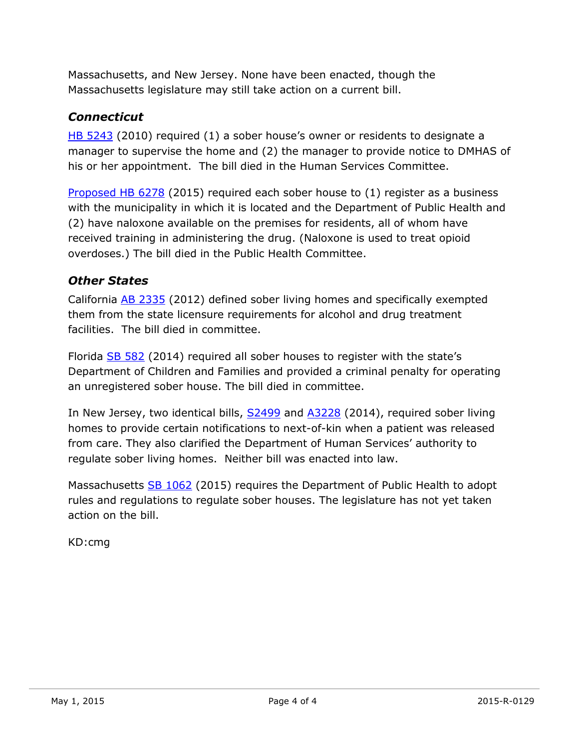Massachusetts, and New Jersey. None have been enacted, though the Massachusetts legislature may still take action on a current bill.

### *Connecticut*

HB 5243 (2010) required (1) a sober house's owner or residents to designate a manager to supervise the home and (2) the manager to provide notice to DMHAS of his or her appointment. The bill died in the Human Services Committee.

Proposed HB 6278 (2015) required each sober house to (1) register as a business with the municipality in which it is located and the Department of Public Health and (2) have naloxone available on the premises for residents, all of whom have received training in administering the drug. (Naloxone is used to treat opioid overdoses.) The bill died in the Public Health Committee.

### *Other States*

California AB 2335 (2012) defined sober living homes and specifically exempted them from the state licensure requirements for alcohol and drug treatment facilities. The bill died in committee.

Florida SB 582 (2014) required all sober houses to register with the state's Department of Children and Families and provided a criminal penalty for operating an unregistered sober house. The bill died in committee.

In New Jersey, two identical bills, S2499 and A3228 (2014), required sober living homes to provide certain notifications to next-of-kin when a patient was released from care. They also clarified the Department of Human Services' authority to regulate sober living homes. Neither bill was enacted into law.

Massachusetts SB 1062 (2015) requires the Department of Public Health to adopt rules and regulations to regulate sober houses. The legislature has not yet taken action on the bill.

KD:cmg